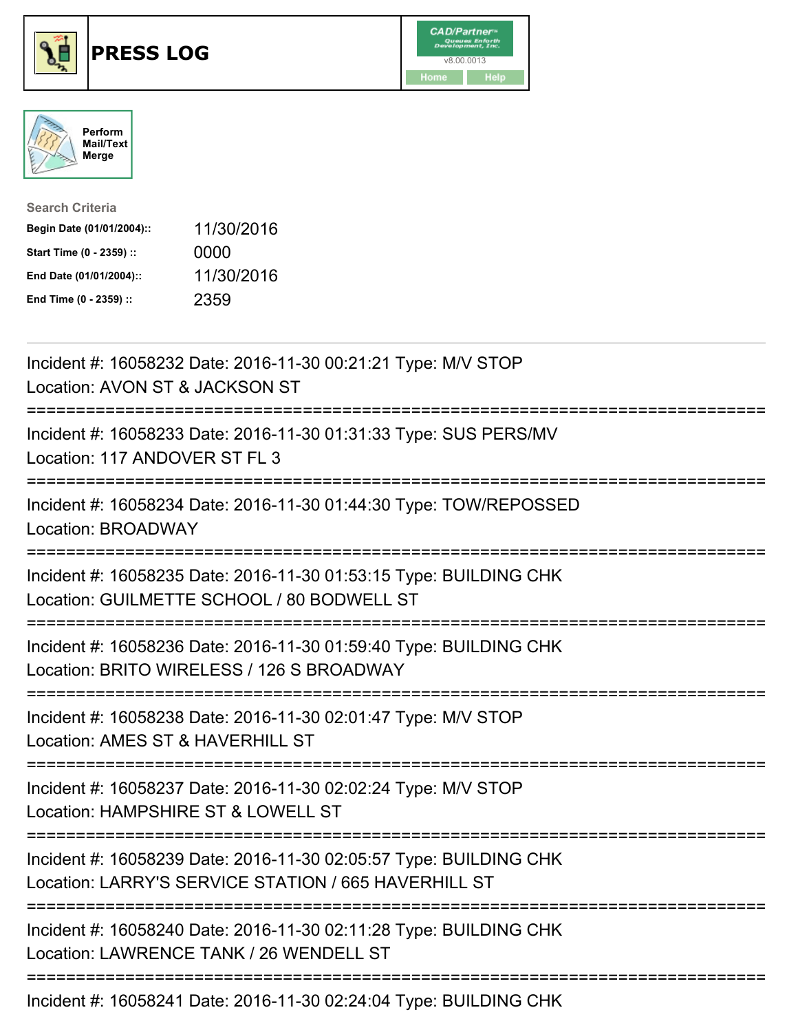# PRESS LOG

Perform Mail/Text Merge

**Search Criteria**

| | |
|---|---|
| **Begin Date (01/01/2004)::** | 11/30/2016 |
| **Start Time (0 - 2359) ::** | 0000 |
| **End Date (01/01/2004)::** | 11/30/2016 |
| **End Time (0 - 2359) ::** | 2359 |

---

Incident #: 16058232 Date: 2016-11-30 00:21:21 Type: M/V STOP
Location: AVON ST & JACKSON ST

===========================================================================

Incident #: 16058233 Date: 2016-11-30 01:31:33 Type: SUS PERS/MV
Location: 117 ANDOVER ST FL 3

===========================================================================

Incident #: 16058234 Date: 2016-11-30 01:44:30 Type: TOW/REPOSSED
Location: BROADWAY

===========================================================================

Incident #: 16058235 Date: 2016-11-30 01:53:15 Type: BUILDING CHK
Location: GUILMETTE SCHOOL / 80 BODWELL ST

===========================================================================

Incident #: 16058236 Date: 2016-11-30 01:59:40 Type: BUILDING CHK
Location: BRITO WIRELESS / 126 S BROADWAY

===========================================================================

Incident #: 16058238 Date: 2016-11-30 02:01:47 Type: M/V STOP
Location: AMES ST & HAVERHILL ST

===========================================================================

Incident #: 16058237 Date: 2016-11-30 02:02:24 Type: M/V STOP
Location: HAMPSHIRE ST & LOWELL ST

===========================================================================

Incident #: 16058239 Date: 2016-11-30 02:05:57 Type: BUILDING CHK
Location: LARRY'S SERVICE STATION / 665 HAVERHILL ST

===========================================================================

Incident #: 16058240 Date: 2016-11-30 02:11:28 Type: BUILDING CHK
Location: LAWRENCE TANK / 26 WENDELL ST

===========================================================================

Incident #: 16058241 Date: 2016-11-30 02:24:04 Type: BUILDING CHK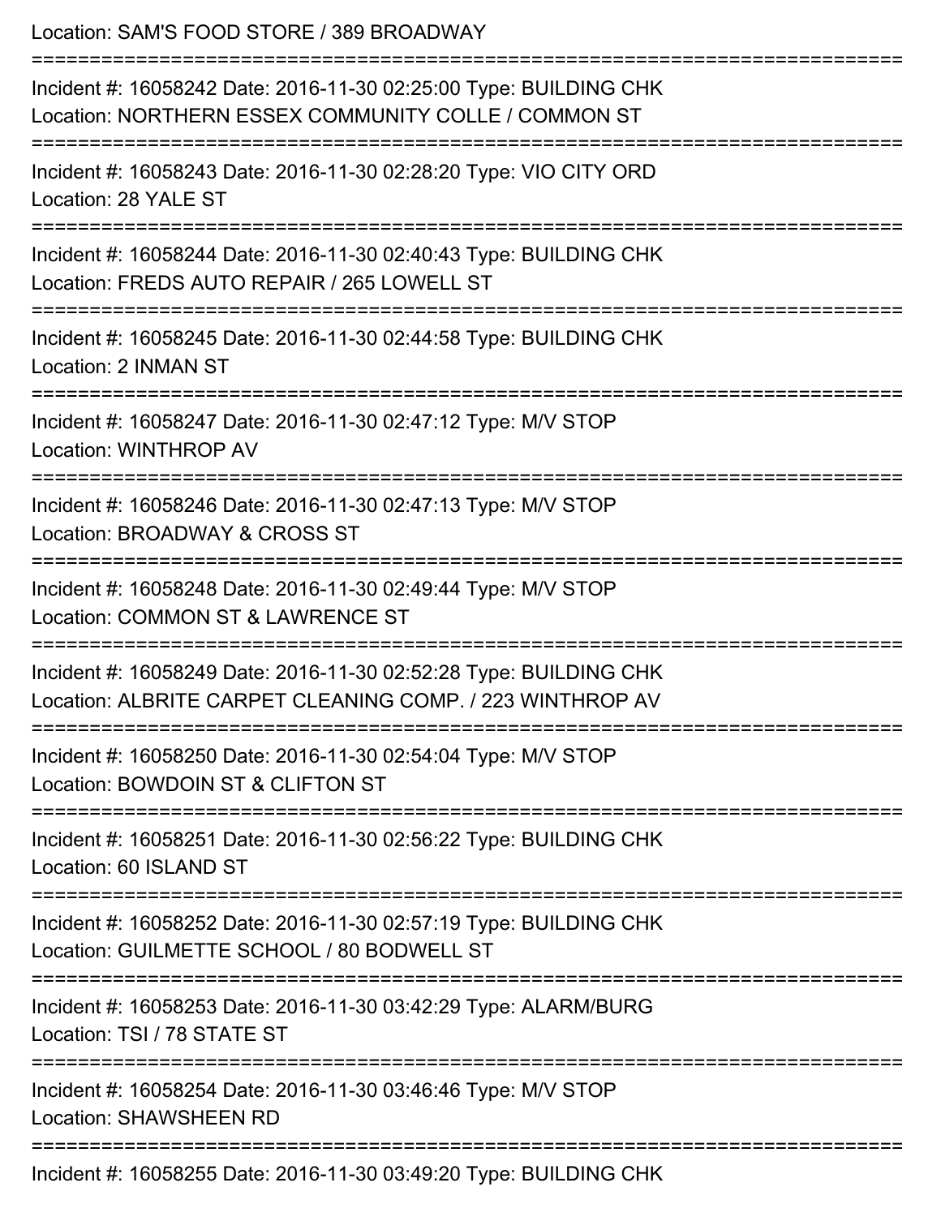Location: SAM'S FOOD STORE / 389 BROADWAY

===========================================================================

Incident #: 16058242 Date: 2016-11-30 02:25:00 Type: BUILDING CHK
Location: NORTHERN ESSEX COMMUNITY COLLE / COMMON ST

===========================================================================

Incident #: 16058243 Date: 2016-11-30 02:28:20 Type: VIO CITY ORD
Location: 28 YALE ST

===========================================================================

Incident #: 16058244 Date: 2016-11-30 02:40:43 Type: BUILDING CHK
Location: FREDS AUTO REPAIR / 265 LOWELL ST

===========================================================================

Incident #: 16058245 Date: 2016-11-30 02:44:58 Type: BUILDING CHK
Location: 2 INMAN ST

===========================================================================

Incident #: 16058247 Date: 2016-11-30 02:47:12 Type: M/V STOP
Location: WINTHROP AV

===========================================================================

Incident #: 16058246 Date: 2016-11-30 02:47:13 Type: M/V STOP
Location: BROADWAY & CROSS ST

===========================================================================

Incident #: 16058248 Date: 2016-11-30 02:49:44 Type: M/V STOP
Location: COMMON ST & LAWRENCE ST

===========================================================================

Incident #: 16058249 Date: 2016-11-30 02:52:28 Type: BUILDING CHK
Location: ALBRITE CARPET CLEANING COMP. / 223 WINTHROP AV

===========================================================================

Incident #: 16058250 Date: 2016-11-30 02:54:04 Type: M/V STOP
Location: BOWDOIN ST & CLIFTON ST

===========================================================================

Incident #: 16058251 Date: 2016-11-30 02:56:22 Type: BUILDING CHK
Location: 60 ISLAND ST

===========================================================================

Incident #: 16058252 Date: 2016-11-30 02:57:19 Type: BUILDING CHK
Location: GUILMETTE SCHOOL / 80 BODWELL ST

===========================================================================

Incident #: 16058253 Date: 2016-11-30 03:42:29 Type: ALARM/BURG
Location: TSI / 78 STATE ST

===========================================================================

Incident #: 16058254 Date: 2016-11-30 03:46:46 Type: M/V STOP
Location: SHAWSHEEN RD

===========================================================================

Incident #: 16058255 Date: 2016-11-30 03:49:20 Type: BUILDING CHK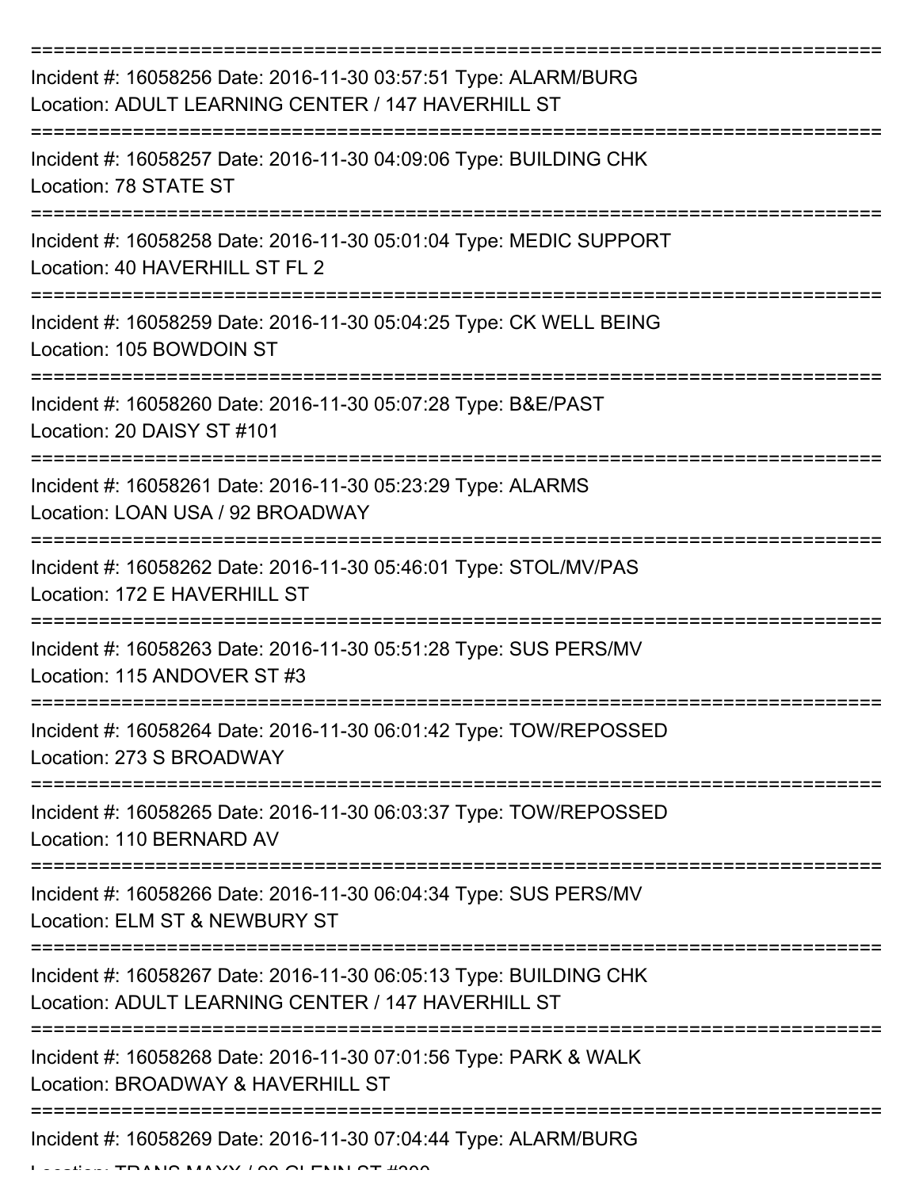==============================================================================
Incident #: 16058256 Date: 2016-11-30 03:57:51 Type: ALARM/BURG
Location: ADULT LEARNING CENTER / 147 HAVERHILL ST
==============================================================================
Incident #: 16058257 Date: 2016-11-30 04:09:06 Type: BUILDING CHK
Location: 78 STATE ST
==============================================================================
Incident #: 16058258 Date: 2016-11-30 05:01:04 Type: MEDIC SUPPORT
Location: 40 HAVERHILL ST FL 2
==============================================================================
Incident #: 16058259 Date: 2016-11-30 05:04:25 Type: CK WELL BEING
Location: 105 BOWDOIN ST
==============================================================================
Incident #: 16058260 Date: 2016-11-30 05:07:28 Type: B&E/PAST
Location: 20 DAISY ST #101
==============================================================================
Incident #: 16058261 Date: 2016-11-30 05:23:29 Type: ALARMS
Location: LOAN USA / 92 BROADWAY
==============================================================================
Incident #: 16058262 Date: 2016-11-30 05:46:01 Type: STOL/MV/PAS
Location: 172 E HAVERHILL ST
==============================================================================
Incident #: 16058263 Date: 2016-11-30 05:51:28 Type: SUS PERS/MV
Location: 115 ANDOVER ST #3
==============================================================================
Incident #: 16058264 Date: 2016-11-30 06:01:42 Type: TOW/REPOSSED
Location: 273 S BROADWAY
==============================================================================
Incident #: 16058265 Date: 2016-11-30 06:03:37 Type: TOW/REPOSSED
Location: 110 BERNARD AV
==============================================================================
Incident #: 16058266 Date: 2016-11-30 06:04:34 Type: SUS PERS/MV
Location: ELM ST & NEWBURY ST
==============================================================================
Incident #: 16058267 Date: 2016-11-30 06:05:13 Type: BUILDING CHK
Location: ADULT LEARNING CENTER / 147 HAVERHILL ST
==============================================================================
Incident #: 16058268 Date: 2016-11-30 07:01:56 Type: PARK & WALK
Location: BROADWAY & HAVERHILL ST
==============================================================================
Incident #: 16058269 Date: 2016-11-30 07:04:44 Type: ALARM/BURG
Location: TRANS MAXX / 90 GLENN ST #200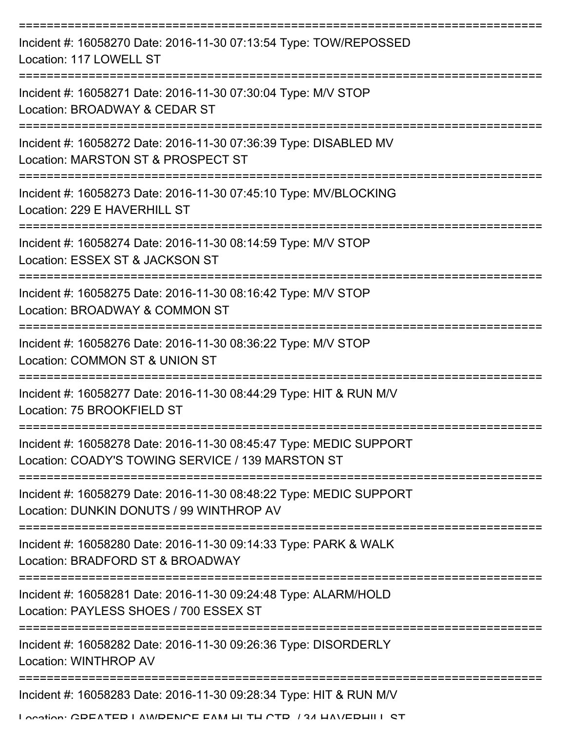Incident #: 16058270 Date: 2016-11-30 07:13:54 Type: TOW/REPOSSED
Location: 117 LOWELL ST

Incident #: 16058271 Date: 2016-11-30 07:30:04 Type: M/V STOP
Location: BROADWAY & CEDAR ST

Incident #: 16058272 Date: 2016-11-30 07:36:39 Type: DISABLED MV
Location: MARSTON ST & PROSPECT ST

Incident #: 16058273 Date: 2016-11-30 07:45:10 Type: MV/BLOCKING
Location: 229 E HAVERHILL ST

Incident #: 16058274 Date: 2016-11-30 08:14:59 Type: M/V STOP
Location: ESSEX ST & JACKSON ST

Incident #: 16058275 Date: 2016-11-30 08:16:42 Type: M/V STOP
Location: BROADWAY & COMMON ST

Incident #: 16058276 Date: 2016-11-30 08:36:22 Type: M/V STOP
Location: COMMON ST & UNION ST

Incident #: 16058277 Date: 2016-11-30 08:44:29 Type: HIT & RUN M/V
Location: 75 BROOKFIELD ST

Incident #: 16058278 Date: 2016-11-30 08:45:47 Type: MEDIC SUPPORT
Location: COADY'S TOWING SERVICE / 139 MARSTON ST

Incident #: 16058279 Date: 2016-11-30 08:48:22 Type: MEDIC SUPPORT
Location: DUNKIN DONUTS / 99 WINTHROP AV

Incident #: 16058280 Date: 2016-11-30 09:14:33 Type: PARK & WALK
Location: BRADFORD ST & BROADWAY

Incident #: 16058281 Date: 2016-11-30 09:24:48 Type: ALARM/HOLD
Location: PAYLESS SHOES / 700 ESSEX ST

Incident #: 16058282 Date: 2016-11-30 09:26:36 Type: DISORDERLY
Location: WINTHROP AV

Incident #: 16058283 Date: 2016-11-30 09:28:34 Type: HIT & RUN M/V
Location: GREATER LAWRENCE FAM HLTH CTR / 34 HAVERHILL ST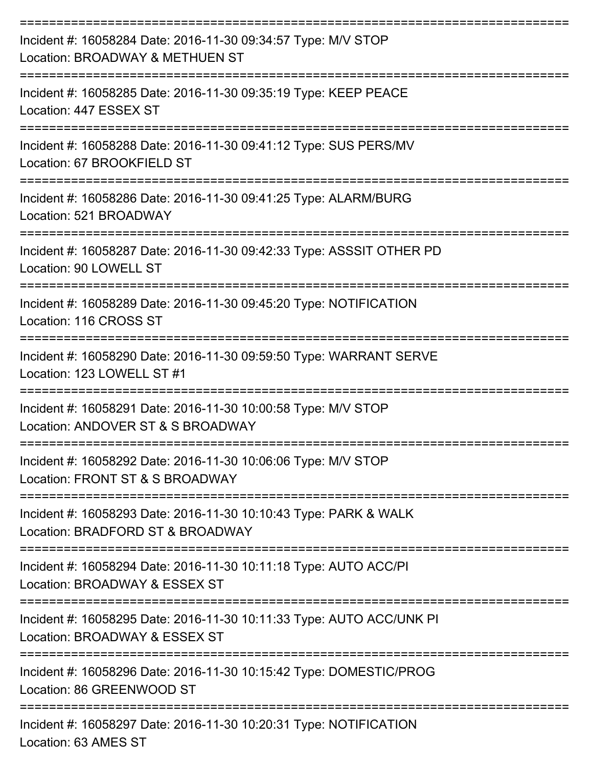===========================================================================

Incident #: 16058284 Date: 2016-11-30 09:34:57 Type: M/V STOP
Location: BROADWAY & METHUEN ST

===========================================================================

Incident #: 16058285 Date: 2016-11-30 09:35:19 Type: KEEP PEACE
Location: 447 ESSEX ST

===========================================================================

Incident #: 16058288 Date: 2016-11-30 09:41:12 Type: SUS PERS/MV
Location: 67 BROOKFIELD ST

===========================================================================

Incident #: 16058286 Date: 2016-11-30 09:41:25 Type: ALARM/BURG
Location: 521 BROADWAY

===========================================================================

Incident #: 16058287 Date: 2016-11-30 09:42:33 Type: ASSSIT OTHER PD
Location: 90 LOWELL ST

===========================================================================

Incident #: 16058289 Date: 2016-11-30 09:45:20 Type: NOTIFICATION
Location: 116 CROSS ST

===========================================================================

Incident #: 16058290 Date: 2016-11-30 09:59:50 Type: WARRANT SERVE
Location: 123 LOWELL ST #1

===========================================================================

Incident #: 16058291 Date: 2016-11-30 10:00:58 Type: M/V STOP
Location: ANDOVER ST & S BROADWAY

===========================================================================

Incident #: 16058292 Date: 2016-11-30 10:06:06 Type: M/V STOP
Location: FRONT ST & S BROADWAY

===========================================================================

Incident #: 16058293 Date: 2016-11-30 10:10:43 Type: PARK & WALK
Location: BRADFORD ST & BROADWAY

===========================================================================

Incident #: 16058294 Date: 2016-11-30 10:11:18 Type: AUTO ACC/PI
Location: BROADWAY & ESSEX ST

===========================================================================

Incident #: 16058295 Date: 2016-11-30 10:11:33 Type: AUTO ACC/UNK PI
Location: BROADWAY & ESSEX ST

===========================================================================

Incident #: 16058296 Date: 2016-11-30 10:15:42 Type: DOMESTIC/PROG
Location: 86 GREENWOOD ST

===========================================================================

Incident #: 16058297 Date: 2016-11-30 10:20:31 Type: NOTIFICATION
Location: 63 AMES ST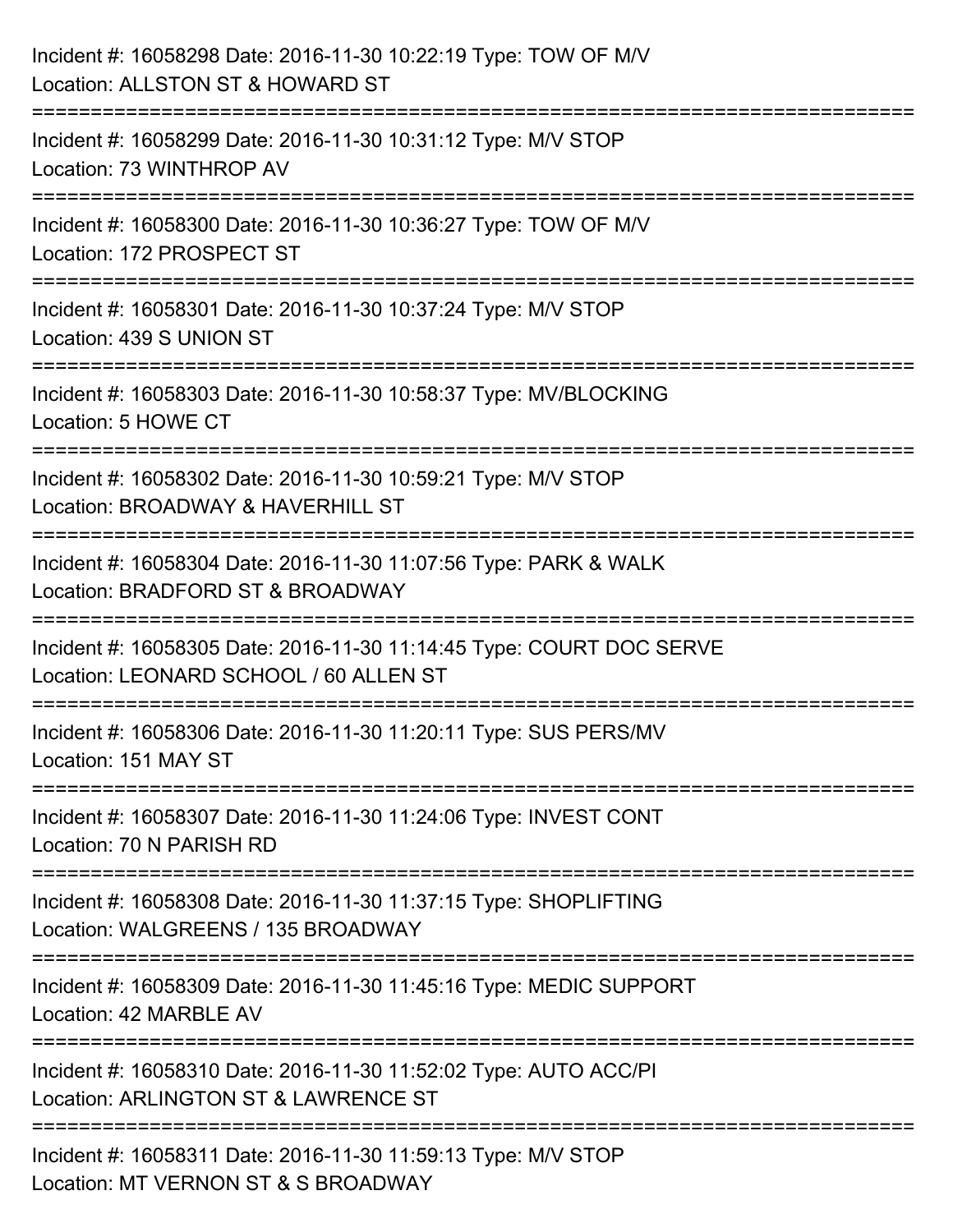Incident #: 16058298 Date: 2016-11-30 10:22:19 Type: TOW OF M/V
Location: ALLSTON ST & HOWARD ST

===========================================================================

Incident #: 16058299 Date: 2016-11-30 10:31:12 Type: M/V STOP
Location: 73 WINTHROP AV

===========================================================================

Incident #: 16058300 Date: 2016-11-30 10:36:27 Type: TOW OF M/V
Location: 172 PROSPECT ST

===========================================================================

Incident #: 16058301 Date: 2016-11-30 10:37:24 Type: M/V STOP
Location: 439 S UNION ST

===========================================================================

Incident #: 16058303 Date: 2016-11-30 10:58:37 Type: MV/BLOCKING
Location: 5 HOWE CT

===========================================================================

Incident #: 16058302 Date: 2016-11-30 10:59:21 Type: M/V STOP
Location: BROADWAY & HAVERHILL ST

===========================================================================

Incident #: 16058304 Date: 2016-11-30 11:07:56 Type: PARK & WALK
Location: BRADFORD ST & BROADWAY

===========================================================================

Incident #: 16058305 Date: 2016-11-30 11:14:45 Type: COURT DOC SERVE
Location: LEONARD SCHOOL / 60 ALLEN ST

===========================================================================

Incident #: 16058306 Date: 2016-11-30 11:20:11 Type: SUS PERS/MV
Location: 151 MAY ST

===========================================================================

Incident #: 16058307 Date: 2016-11-30 11:24:06 Type: INVEST CONT
Location: 70 N PARISH RD

===========================================================================

Incident #: 16058308 Date: 2016-11-30 11:37:15 Type: SHOPLIFTING
Location: WALGREENS / 135 BROADWAY

===========================================================================

Incident #: 16058309 Date: 2016-11-30 11:45:16 Type: MEDIC SUPPORT
Location: 42 MARBLE AV

===========================================================================

Incident #: 16058310 Date: 2016-11-30 11:52:02 Type: AUTO ACC/PI
Location: ARLINGTON ST & LAWRENCE ST

===========================================================================

Incident #: 16058311 Date: 2016-11-30 11:59:13 Type: M/V STOP
Location: MT VERNON ST & S BROADWAY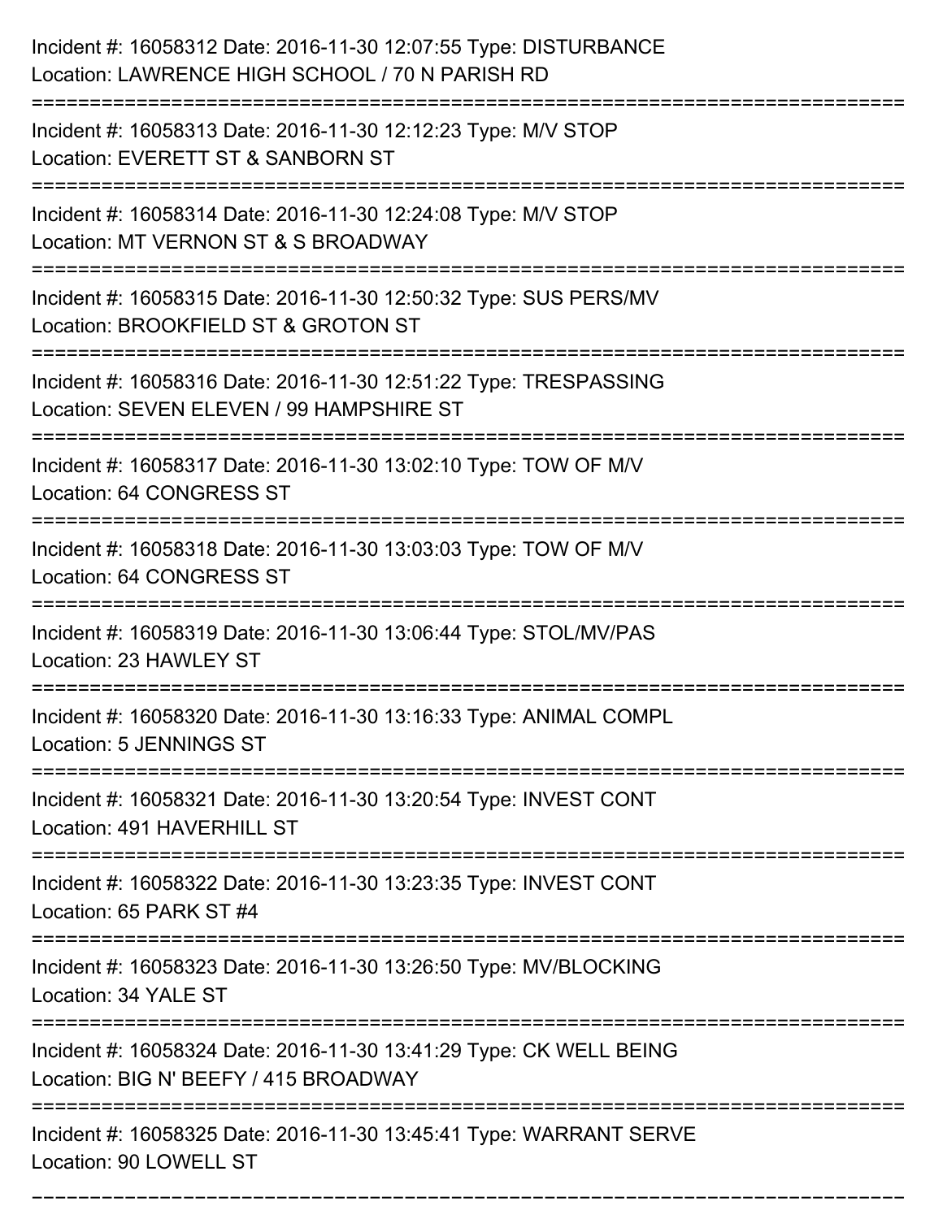Incident #: 16058312 Date: 2016-11-30 12:07:55 Type: DISTURBANCE
Location: LAWRENCE HIGH SCHOOL / 70 N PARISH RD

===========================================================================

Incident #: 16058313 Date: 2016-11-30 12:12:23 Type: M/V STOP
Location: EVERETT ST & SANBORN ST

===========================================================================

Incident #: 16058314 Date: 2016-11-30 12:24:08 Type: M/V STOP
Location: MT VERNON ST & S BROADWAY

===========================================================================

Incident #: 16058315 Date: 2016-11-30 12:50:32 Type: SUS PERS/MV
Location: BROOKFIELD ST & GROTON ST

===========================================================================

Incident #: 16058316 Date: 2016-11-30 12:51:22 Type: TRESPASSING
Location: SEVEN ELEVEN / 99 HAMPSHIRE ST

===========================================================================

Incident #: 16058317 Date: 2016-11-30 13:02:10 Type: TOW OF M/V
Location: 64 CONGRESS ST

===========================================================================

Incident #: 16058318 Date: 2016-11-30 13:03:03 Type: TOW OF M/V
Location: 64 CONGRESS ST

===========================================================================

Incident #: 16058319 Date: 2016-11-30 13:06:44 Type: STOL/MV/PAS
Location: 23 HAWLEY ST

===========================================================================

Incident #: 16058320 Date: 2016-11-30 13:16:33 Type: ANIMAL COMPL
Location: 5 JENNINGS ST

===========================================================================

Incident #: 16058321 Date: 2016-11-30 13:20:54 Type: INVEST CONT
Location: 491 HAVERHILL ST

===========================================================================

Incident #: 16058322 Date: 2016-11-30 13:23:35 Type: INVEST CONT
Location: 65 PARK ST #4

===========================================================================

Incident #: 16058323 Date: 2016-11-30 13:26:50 Type: MV/BLOCKING
Location: 34 YALE ST

===========================================================================

Incident #: 16058324 Date: 2016-11-30 13:41:29 Type: CK WELL BEING
Location: BIG N' BEEFY / 415 BROADWAY

===========================================================================

Incident #: 16058325 Date: 2016-11-30 13:45:41 Type: WARRANT SERVE
Location: 90 LOWELL ST

===========================================================================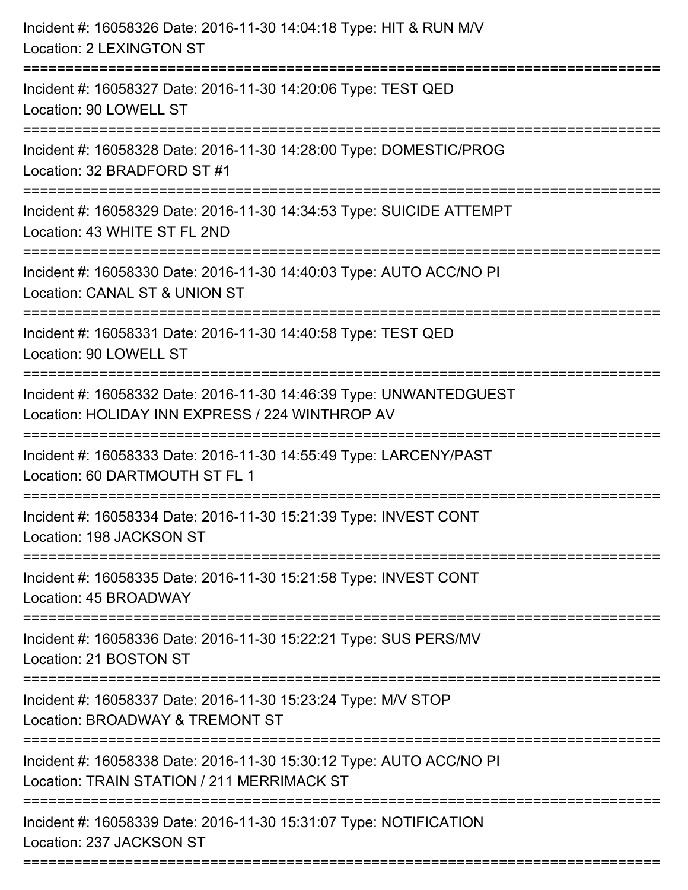Incident #: 16058326 Date: 2016-11-30 14:04:18 Type: HIT & RUN M/V
Location: 2 LEXINGTON ST

===========================================================================

Incident #: 16058327 Date: 2016-11-30 14:20:06 Type: TEST QED
Location: 90 LOWELL ST

===========================================================================

Incident #: 16058328 Date: 2016-11-30 14:28:00 Type: DOMESTIC/PROG
Location: 32 BRADFORD ST #1

===========================================================================

Incident #: 16058329 Date: 2016-11-30 14:34:53 Type: SUICIDE ATTEMPT
Location: 43 WHITE ST FL 2ND

===========================================================================

Incident #: 16058330 Date: 2016-11-30 14:40:03 Type: AUTO ACC/NO PI
Location: CANAL ST & UNION ST

===========================================================================

Incident #: 16058331 Date: 2016-11-30 14:40:58 Type: TEST QED
Location: 90 LOWELL ST

===========================================================================

Incident #: 16058332 Date: 2016-11-30 14:46:39 Type: UNWANTEDGUEST
Location: HOLIDAY INN EXPRESS / 224 WINTHROP AV

===========================================================================

Incident #: 16058333 Date: 2016-11-30 14:55:49 Type: LARCENY/PAST
Location: 60 DARTMOUTH ST FL 1

===========================================================================

Incident #: 16058334 Date: 2016-11-30 15:21:39 Type: INVEST CONT
Location: 198 JACKSON ST

===========================================================================

Incident #: 16058335 Date: 2016-11-30 15:21:58 Type: INVEST CONT
Location: 45 BROADWAY

===========================================================================

Incident #: 16058336 Date: 2016-11-30 15:22:21 Type: SUS PERS/MV
Location: 21 BOSTON ST

===========================================================================

Incident #: 16058337 Date: 2016-11-30 15:23:24 Type: M/V STOP
Location: BROADWAY & TREMONT ST

===========================================================================

Incident #: 16058338 Date: 2016-11-30 15:30:12 Type: AUTO ACC/NO PI
Location: TRAIN STATION / 211 MERRIMACK ST

===========================================================================

Incident #: 16058339 Date: 2016-11-30 15:31:07 Type: NOTIFICATION
Location: 237 JACKSON ST

===========================================================================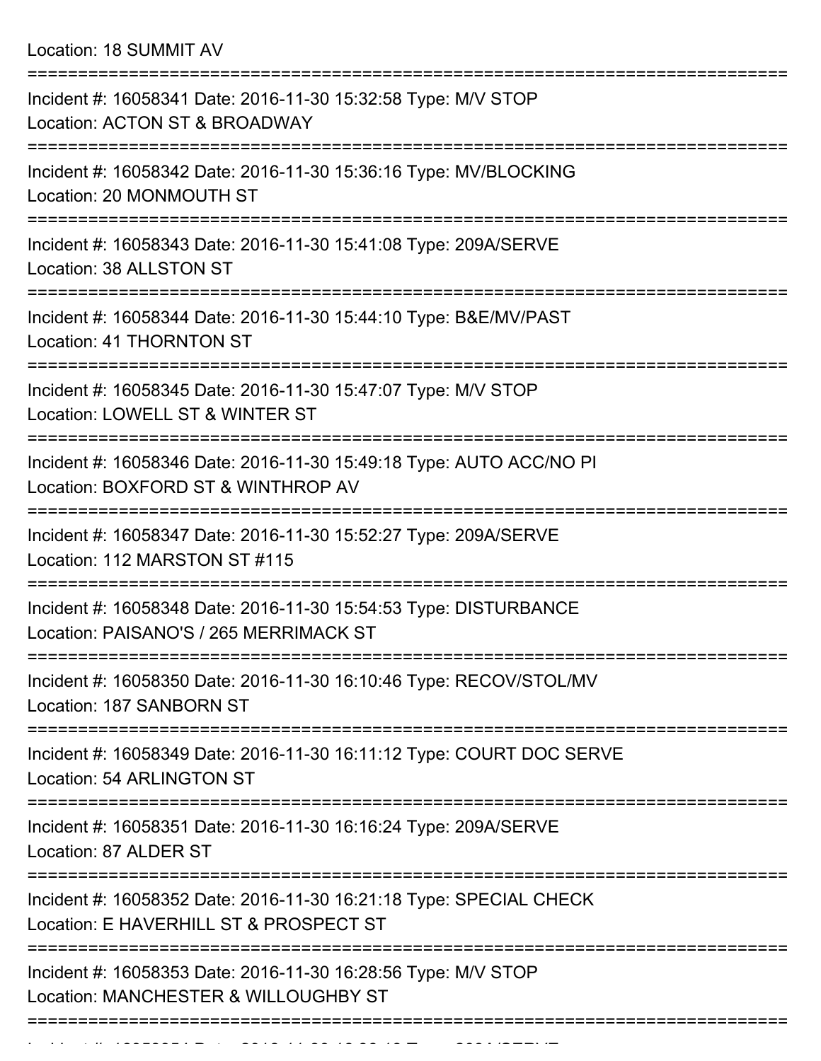Location: 18 SUMMIT AV

===========================================================================

Incident #: 16058341 Date: 2016-11-30 15:32:58 Type: M/V STOP

Location: ACTON ST & BROADWAY

===========================================================================

Incident #: 16058342 Date: 2016-11-30 15:36:16 Type: MV/BLOCKING

Location: 20 MONMOUTH ST

===========================================================================

Incident #: 16058343 Date: 2016-11-30 15:41:08 Type: 209A/SERVE

Location: 38 ALLSTON ST

===========================================================================

Incident #: 16058344 Date: 2016-11-30 15:44:10 Type: B&E/MV/PAST

Location: 41 THORNTON ST

===========================================================================

Incident #: 16058345 Date: 2016-11-30 15:47:07 Type: M/V STOP

Location: LOWELL ST & WINTER ST

===========================================================================

Incident #: 16058346 Date: 2016-11-30 15:49:18 Type: AUTO ACC/NO PI

Location: BOXFORD ST & WINTHROP AV

===========================================================================

Incident #: 16058347 Date: 2016-11-30 15:52:27 Type: 209A/SERVE

Location: 112 MARSTON ST #115

===========================================================================

Incident #: 16058348 Date: 2016-11-30 15:54:53 Type: DISTURBANCE

Location: PAISANO'S / 265 MERRIMACK ST

===========================================================================

Incident #: 16058350 Date: 2016-11-30 16:10:46 Type: RECOV/STOL/MV

Location: 187 SANBORN ST

===========================================================================

Incident #: 16058349 Date: 2016-11-30 16:11:12 Type: COURT DOC SERVE

Location: 54 ARLINGTON ST

===========================================================================

Incident #: 16058351 Date: 2016-11-30 16:16:24 Type: 209A/SERVE

Location: 87 ALDER ST

===========================================================================

Incident #: 16058352 Date: 2016-11-30 16:21:18 Type: SPECIAL CHECK

Location: E HAVERHILL ST & PROSPECT ST

===========================================================================

Incident #: 16058353 Date: 2016-11-30 16:28:56 Type: M/V STOP

Location: MANCHESTER & WILLOUGHBY ST

===========================================================================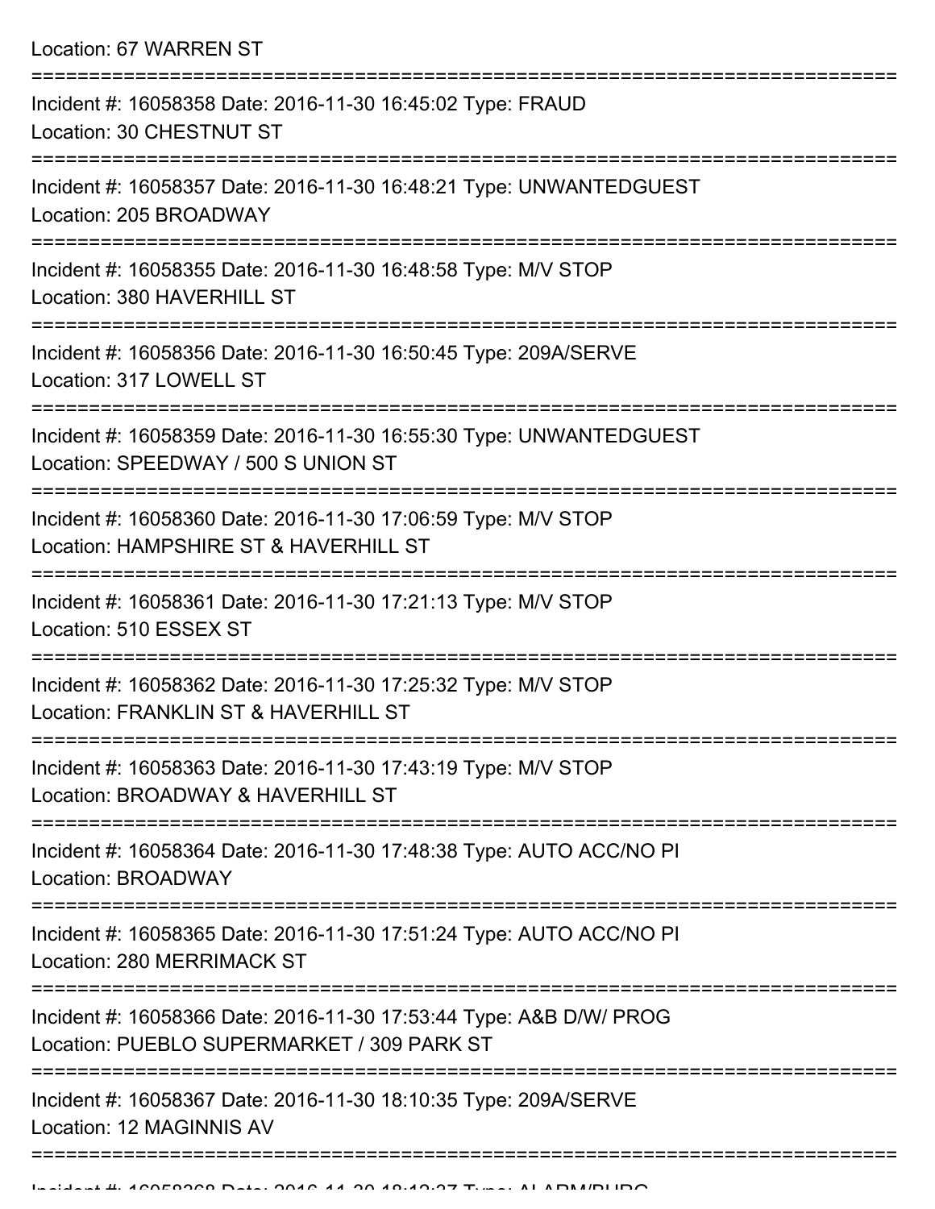Location: 67 WARREN ST

===========================================================================

Incident #: 16058358 Date: 2016-11-30 16:45:02 Type: FRAUD
Location: 30 CHESTNUT ST

===========================================================================

Incident #: 16058357 Date: 2016-11-30 16:48:21 Type: UNWANTEDGUEST
Location: 205 BROADWAY

===========================================================================

Incident #: 16058355 Date: 2016-11-30 16:48:58 Type: M/V STOP
Location: 380 HAVERHILL ST

===========================================================================

Incident #: 16058356 Date: 2016-11-30 16:50:45 Type: 209A/SERVE
Location: 317 LOWELL ST

===========================================================================

Incident #: 16058359 Date: 2016-11-30 16:55:30 Type: UNWANTEDGUEST
Location: SPEEDWAY / 500 S UNION ST

===========================================================================

Incident #: 16058360 Date: 2016-11-30 17:06:59 Type: M/V STOP
Location: HAMPSHIRE ST & HAVERHILL ST

===========================================================================

Incident #: 16058361 Date: 2016-11-30 17:21:13 Type: M/V STOP
Location: 510 ESSEX ST

===========================================================================

Incident #: 16058362 Date: 2016-11-30 17:25:32 Type: M/V STOP
Location: FRANKLIN ST & HAVERHILL ST

===========================================================================

Incident #: 16058363 Date: 2016-11-30 17:43:19 Type: M/V STOP
Location: BROADWAY & HAVERHILL ST

===========================================================================

Incident #: 16058364 Date: 2016-11-30 17:48:38 Type: AUTO ACC/NO PI
Location: BROADWAY

===========================================================================

Incident #: 16058365 Date: 2016-11-30 17:51:24 Type: AUTO ACC/NO PI
Location: 280 MERRIMACK ST

===========================================================================

Incident #: 16058366 Date: 2016-11-30 17:53:44 Type: A&B D/W/ PROG
Location: PUEBLO SUPERMARKET / 309 PARK ST

===========================================================================

Incident #: 16058367 Date: 2016-11-30 18:10:35 Type: 209A/SERVE
Location: 12 MAGINNIS AV

===========================================================================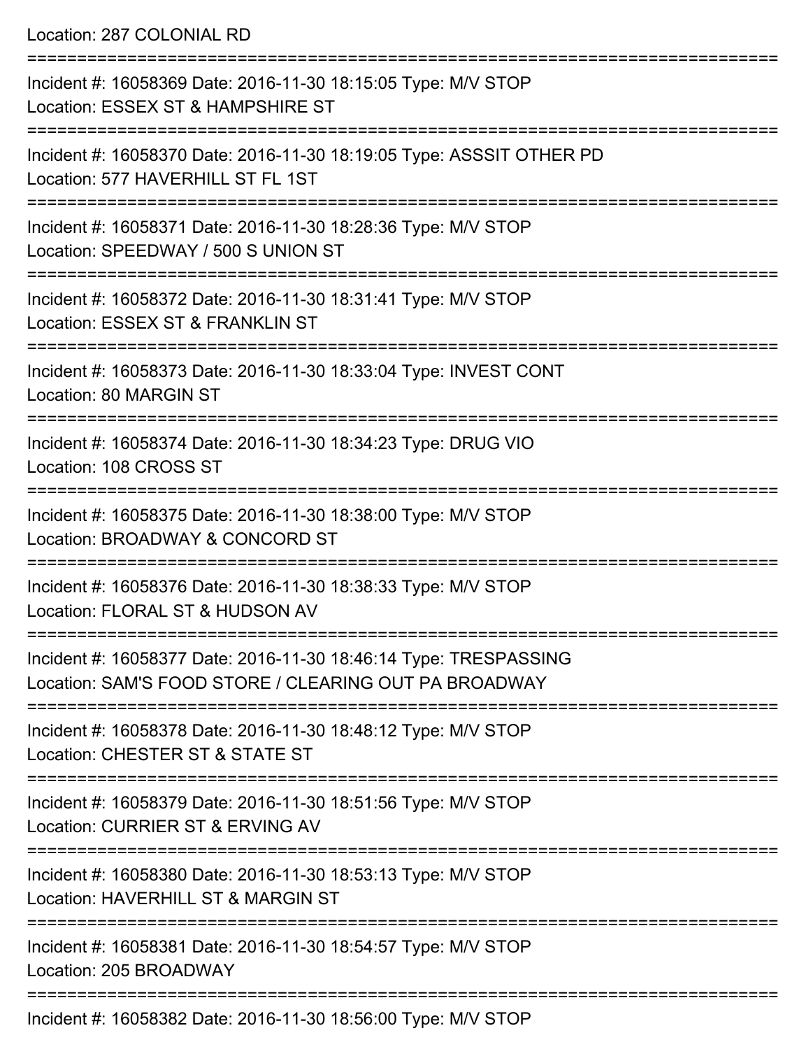Location: 287 COLONIAL RD

===========================================================================

Incident #: 16058369 Date: 2016-11-30 18:15:05 Type: M/V STOP
Location: ESSEX ST & HAMPSHIRE ST

===========================================================================

Incident #: 16058370 Date: 2016-11-30 18:19:05 Type: ASSSIT OTHER PD
Location: 577 HAVERHILL ST FL 1ST

===========================================================================

Incident #: 16058371 Date: 2016-11-30 18:28:36 Type: M/V STOP
Location: SPEEDWAY / 500 S UNION ST

===========================================================================

Incident #: 16058372 Date: 2016-11-30 18:31:41 Type: M/V STOP
Location: ESSEX ST & FRANKLIN ST

===========================================================================

Incident #: 16058373 Date: 2016-11-30 18:33:04 Type: INVEST CONT
Location: 80 MARGIN ST

===========================================================================

Incident #: 16058374 Date: 2016-11-30 18:34:23 Type: DRUG VIO
Location: 108 CROSS ST

===========================================================================

Incident #: 16058375 Date: 2016-11-30 18:38:00 Type: M/V STOP
Location: BROADWAY & CONCORD ST

===========================================================================

Incident #: 16058376 Date: 2016-11-30 18:38:33 Type: M/V STOP
Location: FLORAL ST & HUDSON AV

===========================================================================

Incident #: 16058377 Date: 2016-11-30 18:46:14 Type: TRESPASSING
Location: SAM'S FOOD STORE / CLEARING OUT PA BROADWAY

===========================================================================

Incident #: 16058378 Date: 2016-11-30 18:48:12 Type: M/V STOP
Location: CHESTER ST & STATE ST

===========================================================================

Incident #: 16058379 Date: 2016-11-30 18:51:56 Type: M/V STOP
Location: CURRIER ST & ERVING AV

===========================================================================

Incident #: 16058380 Date: 2016-11-30 18:53:13 Type: M/V STOP
Location: HAVERHILL ST & MARGIN ST

===========================================================================

Incident #: 16058381 Date: 2016-11-30 18:54:57 Type: M/V STOP
Location: 205 BROADWAY

===========================================================================

Incident #: 16058382 Date: 2016-11-30 18:56:00 Type: M/V STOP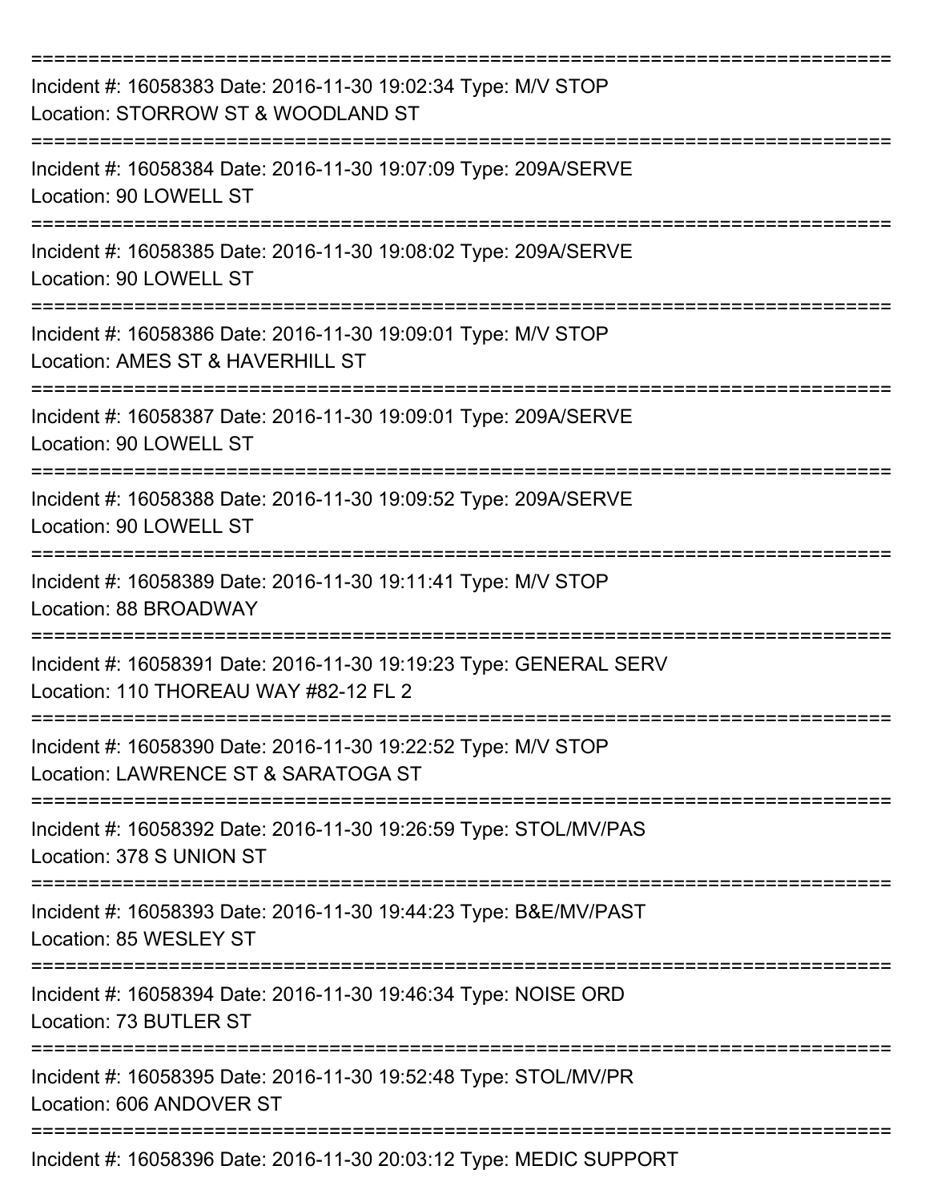===========================================================================

Incident #: 16058383 Date: 2016-11-30 19:02:34 Type: M/V STOP
Location: STORROW ST & WOODLAND ST

===========================================================================

Incident #: 16058384 Date: 2016-11-30 19:07:09 Type: 209A/SERVE
Location: 90 LOWELL ST

===========================================================================

Incident #: 16058385 Date: 2016-11-30 19:08:02 Type: 209A/SERVE
Location: 90 LOWELL ST

===========================================================================

Incident #: 16058386 Date: 2016-11-30 19:09:01 Type: M/V STOP
Location: AMES ST & HAVERHILL ST

===========================================================================

Incident #: 16058387 Date: 2016-11-30 19:09:01 Type: 209A/SERVE
Location: 90 LOWELL ST

===========================================================================

Incident #: 16058388 Date: 2016-11-30 19:09:52 Type: 209A/SERVE
Location: 90 LOWELL ST

===========================================================================

Incident #: 16058389 Date: 2016-11-30 19:11:41 Type: M/V STOP
Location: 88 BROADWAY

===========================================================================

Incident #: 16058391 Date: 2016-11-30 19:19:23 Type: GENERAL SERV
Location: 110 THOREAU WAY #82-12 FL 2

===========================================================================

Incident #: 16058390 Date: 2016-11-30 19:22:52 Type: M/V STOP
Location: LAWRENCE ST & SARATOGA ST

===========================================================================

Incident #: 16058392 Date: 2016-11-30 19:26:59 Type: STOL/MV/PAS
Location: 378 S UNION ST

===========================================================================

Incident #: 16058393 Date: 2016-11-30 19:44:23 Type: B&E/MV/PAST
Location: 85 WESLEY ST

===========================================================================

Incident #: 16058394 Date: 2016-11-30 19:46:34 Type: NOISE ORD
Location: 73 BUTLER ST

===========================================================================

Incident #: 16058395 Date: 2016-11-30 19:52:48 Type: STOL/MV/PR
Location: 606 ANDOVER ST

===========================================================================

Incident #: 16058396 Date: 2016-11-30 20:03:12 Type: MEDIC SUPPORT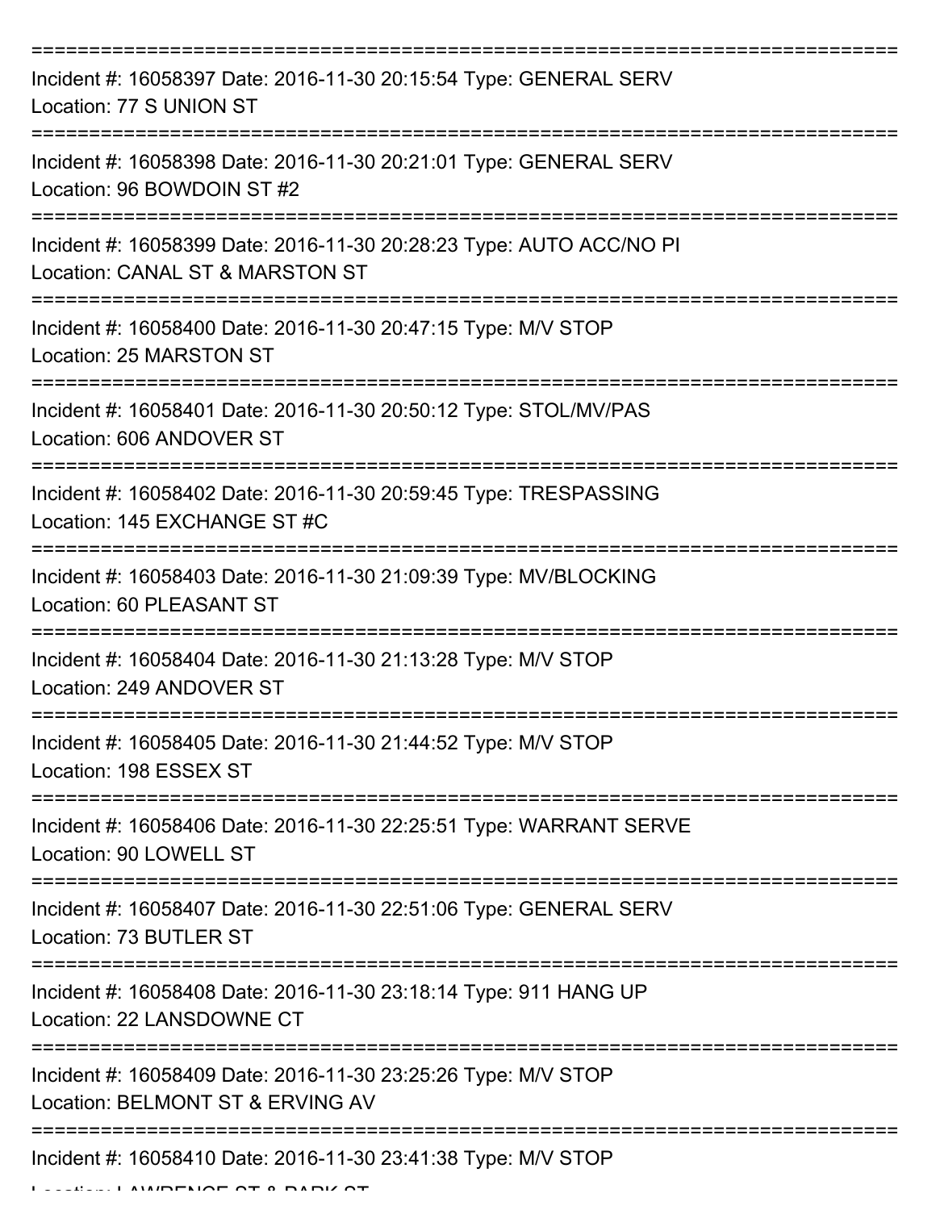===========================================================================

Incident #: 16058397 Date: 2016-11-30 20:15:54 Type: GENERAL SERV
Location: 77 S UNION ST

===========================================================================

Incident #: 16058398 Date: 2016-11-30 20:21:01 Type: GENERAL SERV
Location: 96 BOWDOIN ST #2

===========================================================================

Incident #: 16058399 Date: 2016-11-30 20:28:23 Type: AUTO ACC/NO PI
Location: CANAL ST & MARSTON ST

===========================================================================

Incident #: 16058400 Date: 2016-11-30 20:47:15 Type: M/V STOP
Location: 25 MARSTON ST

===========================================================================

Incident #: 16058401 Date: 2016-11-30 20:50:12 Type: STOL/MV/PAS
Location: 606 ANDOVER ST

===========================================================================

Incident #: 16058402 Date: 2016-11-30 20:59:45 Type: TRESPASSING
Location: 145 EXCHANGE ST #C

===========================================================================

Incident #: 16058403 Date: 2016-11-30 21:09:39 Type: MV/BLOCKING
Location: 60 PLEASANT ST

===========================================================================

Incident #: 16058404 Date: 2016-11-30 21:13:28 Type: M/V STOP
Location: 249 ANDOVER ST

===========================================================================

Incident #: 16058405 Date: 2016-11-30 21:44:52 Type: M/V STOP
Location: 198 ESSEX ST

===========================================================================

Incident #: 16058406 Date: 2016-11-30 22:25:51 Type: WARRANT SERVE
Location: 90 LOWELL ST

===========================================================================

Incident #: 16058407 Date: 2016-11-30 22:51:06 Type: GENERAL SERV
Location: 73 BUTLER ST

===========================================================================

Incident #: 16058408 Date: 2016-11-30 23:18:14 Type: 911 HANG UP
Location: 22 LANSDOWNE CT

===========================================================================

Incident #: 16058409 Date: 2016-11-30 23:25:26 Type: M/V STOP
Location: BELMONT ST & ERVING AV

===========================================================================

Incident #: 16058410 Date: 2016-11-30 23:41:38 Type: M/V STOP
Location: LAWRENCE ST & PARK ST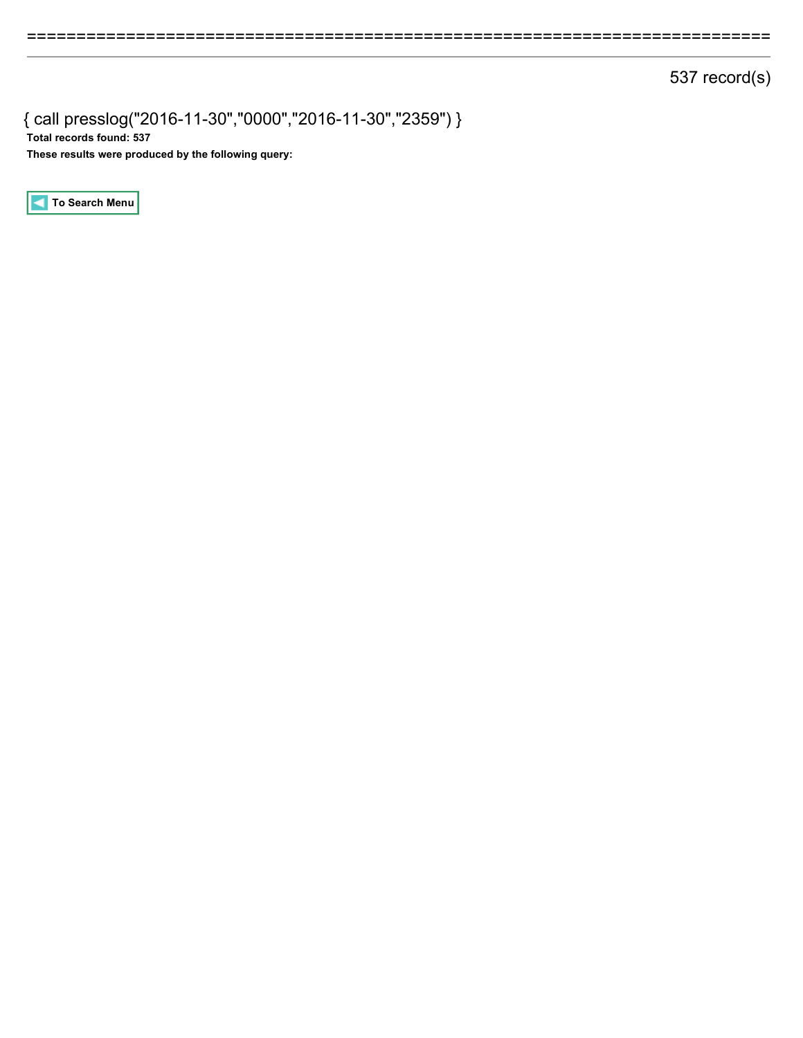================================================================================

537 record(s)

{ call presslog("2016-11-30","0000","2016-11-30","2359") }

**Total records found: 537**

**These results were produced by the following query:**

**To Search Menu**